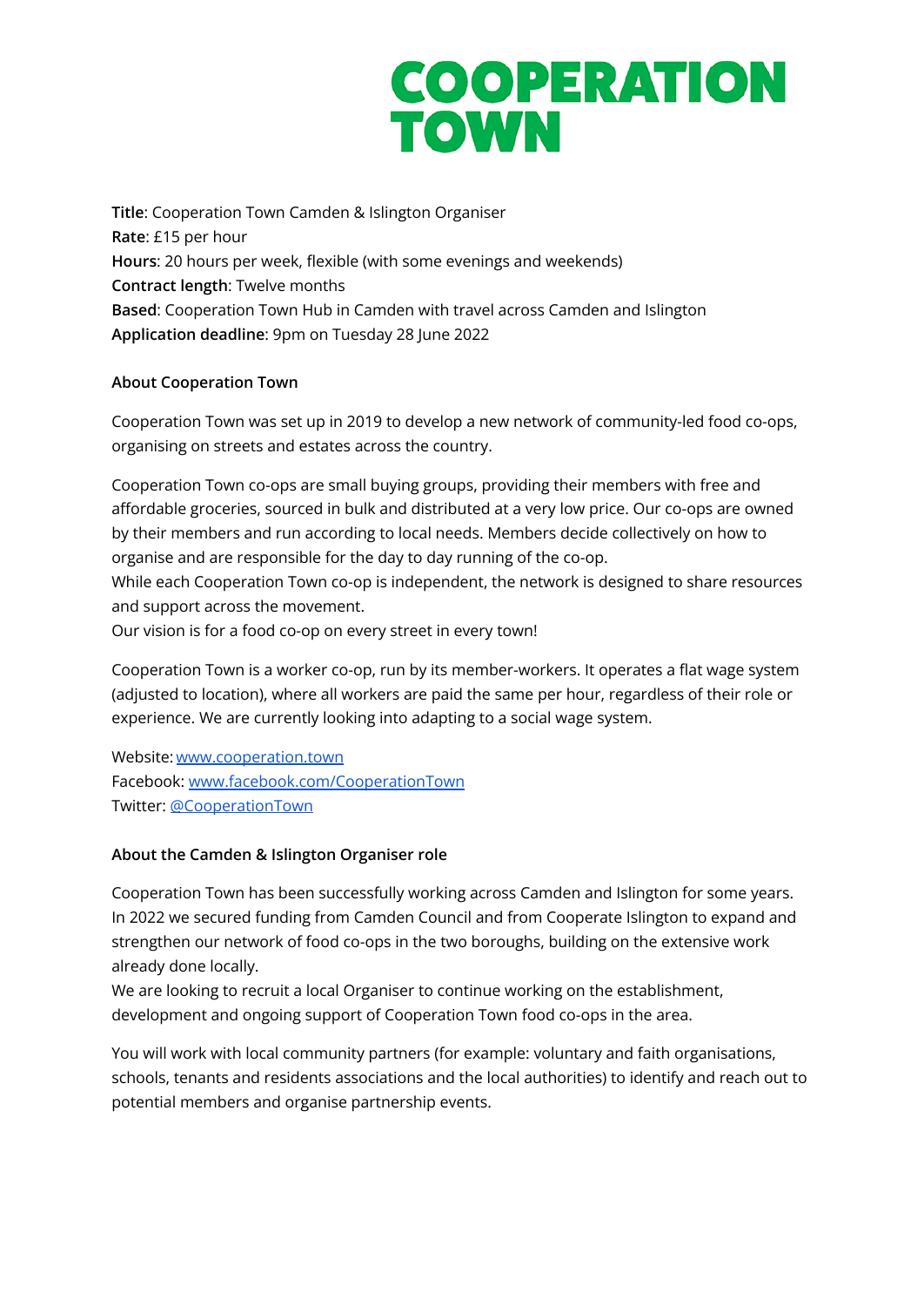# COOPERATION TOWN

**Title**: Cooperation Town Camden & Islington Organiser
**Rate**: £15 per hour
**Hours**: 20 hours per week, flexible (with some evenings and weekends)
**Contract length**: Twelve months
**Based**: Cooperation Town Hub in Camden with travel across Camden and Islington
**Application deadline**: 9pm on Tuesday 28 June 2022

**About Cooperation Town**

Cooperation Town was set up in 2019 to develop a new network of community-led food co-ops, organising on streets and estates across the country.

Cooperation Town co-ops are small buying groups, providing their members with free and affordable groceries, sourced in bulk and distributed at a very low price. Our co-ops are owned by their members and run according to local needs. Members decide collectively on how to organise and are responsible for the day to day running of the co-op.
While each Cooperation Town co-op is independent, the network is designed to share resources and support across the movement.
Our vision is for a food co-op on every street in every town!

Cooperation Town is a worker co-op, run by its member-workers. It operates a flat wage system (adjusted to location), where all workers are paid the same per hour, regardless of their role or experience. We are currently looking into adapting to a social wage system.

Website: [www.cooperation.town](www.cooperation.town)
Facebook: [www.facebook.com/CooperationTown](www.facebook.com/CooperationTown)
Twitter: [@CooperationTown](@CooperationTown)

**About the Camden & Islington Organiser role**

Cooperation Town has been successfully working across Camden and Islington for some years. In 2022 we secured funding from Camden Council and from Cooperate Islington to expand and strengthen our network of food co-ops in the two boroughs, building on the extensive work already done locally.
We are looking to recruit a local Organiser to continue working on the establishment, development and ongoing support of Cooperation Town food co-ops in the area.

You will work with local community partners (for example: voluntary and faith organisations, schools, tenants and residents associations and the local authorities) to identify and reach out to potential members and organise partnership events.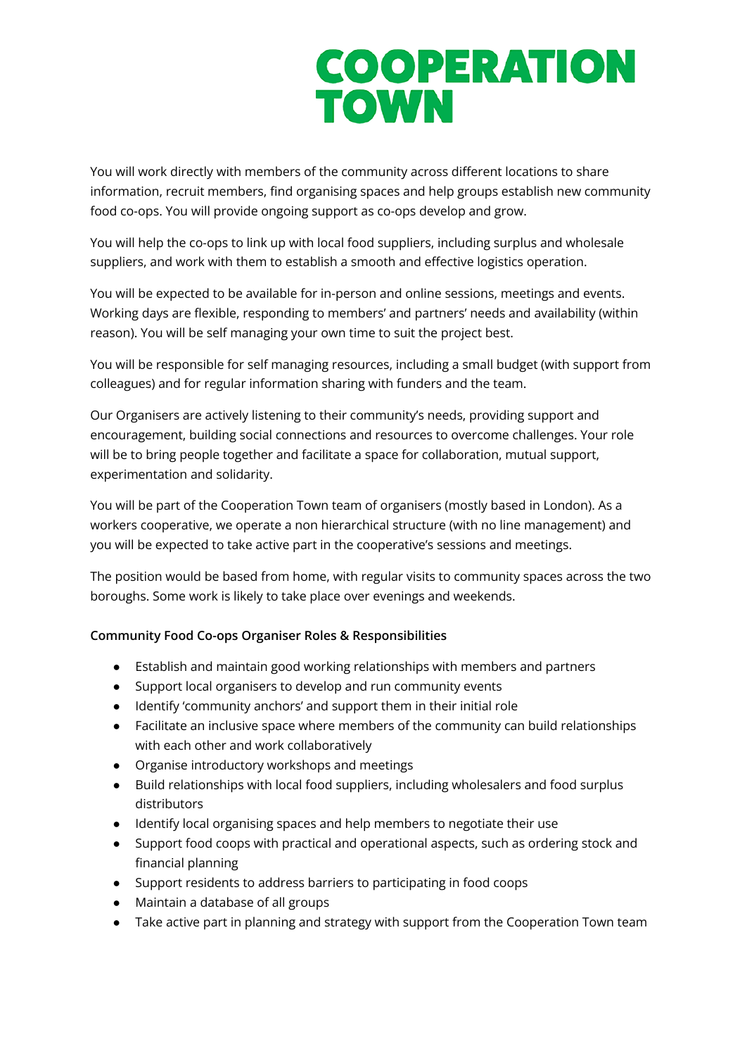You will work directly with members of the community across different locations to share information, recruit members, find organising spaces and help groups establish new community food co-ops. You will provide ongoing support as co-ops develop and grow.

You will help the co-ops to link up with local food suppliers, including surplus and wholesale suppliers, and work with them to establish a smooth and effective logistics operation.

You will be expected to be available for in-person and online sessions, meetings and events. Working days are flexible, responding to members' and partners' needs and availability (within reason). You will be self managing your own time to suit the project best.

You will be responsible for self managing resources, including a small budget (with support from colleagues) and for regular information sharing with funders and the team.

Our Organisers are actively listening to their community's needs, providing support and encouragement, building social connections and resources to overcome challenges. Your role will be to bring people together and facilitate a space for collaboration, mutual support, experimentation and solidarity.

You will be part of the Cooperation Town team of organisers (mostly based in London). As a workers cooperative, we operate a non hierarchical structure (with no line management) and you will be expected to take active part in the cooperative's sessions and meetings.

The position would be based from home, with regular visits to community spaces across the two boroughs. Some work is likely to take place over evenings and weekends.

**Community Food Co-ops Organiser Roles & Responsibilities**

- Establish and maintain good working relationships with members and partners
- Support local organisers to develop and run community events
- Identify 'community anchors' and support them in their initial role
- Facilitate an inclusive space where members of the community can build relationships with each other and work collaboratively
- Organise introductory workshops and meetings
- Build relationships with local food suppliers, including wholesalers and food surplus distributors
- Identify local organising spaces and help members to negotiate their use
- Support food coops with practical and operational aspects, such as ordering stock and financial planning
- Support residents to address barriers to participating in food coops
- Maintain a database of all groups
- Take active part in planning and strategy with support from the Cooperation Town team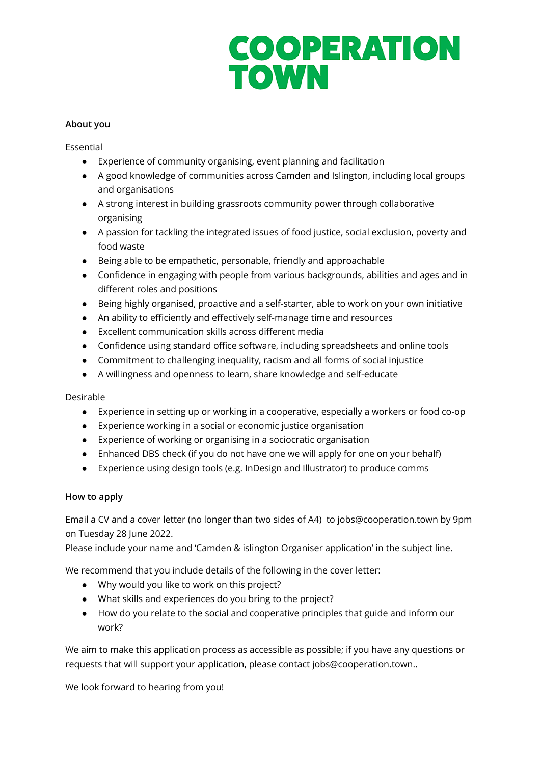# COOPERATION TOWN

**About you**

Essential

- Experience of community organising, event planning and facilitation
- A good knowledge of communities across Camden and Islington, including local groups and organisations
- A strong interest in building grassroots community power through collaborative organising
- A passion for tackling the integrated issues of food justice, social exclusion, poverty and food waste
- Being able to be empathetic, personable, friendly and approachable
- Confidence in engaging with people from various backgrounds, abilities and ages and in different roles and positions
- Being highly organised, proactive and a self-starter, able to work on your own initiative
- An ability to efficiently and effectively self-manage time and resources
- Excellent communication skills across different media
- Confidence using standard office software, including spreadsheets and online tools
- Commitment to challenging inequality, racism and all forms of social injustice
- A willingness and openness to learn, share knowledge and self-educate

Desirable

- Experience in setting up or working in a cooperative, especially a workers or food co-op
- Experience working in a social or economic justice organisation
- Experience of working or organising in a sociocratic organisation
- Enhanced DBS check (if you do not have one we will apply for one on your behalf)
- Experience using design tools (e.g. InDesign and Illustrator) to produce comms

**How to apply**

Email a CV and a cover letter (no longer than two sides of A4) to jobs@cooperation.town by 9pm on Tuesday 28 June 2022.
Please include your name and 'Camden & islington Organiser application' in the subject line.

We recommend that you include details of the following in the cover letter:

- Why would you like to work on this project?
- What skills and experiences do you bring to the project?
- How do you relate to the social and cooperative principles that guide and inform our work?

We aim to make this application process as accessible as possible; if you have any questions or requests that will support your application, please contact jobs@cooperation.town..

We look forward to hearing from you!